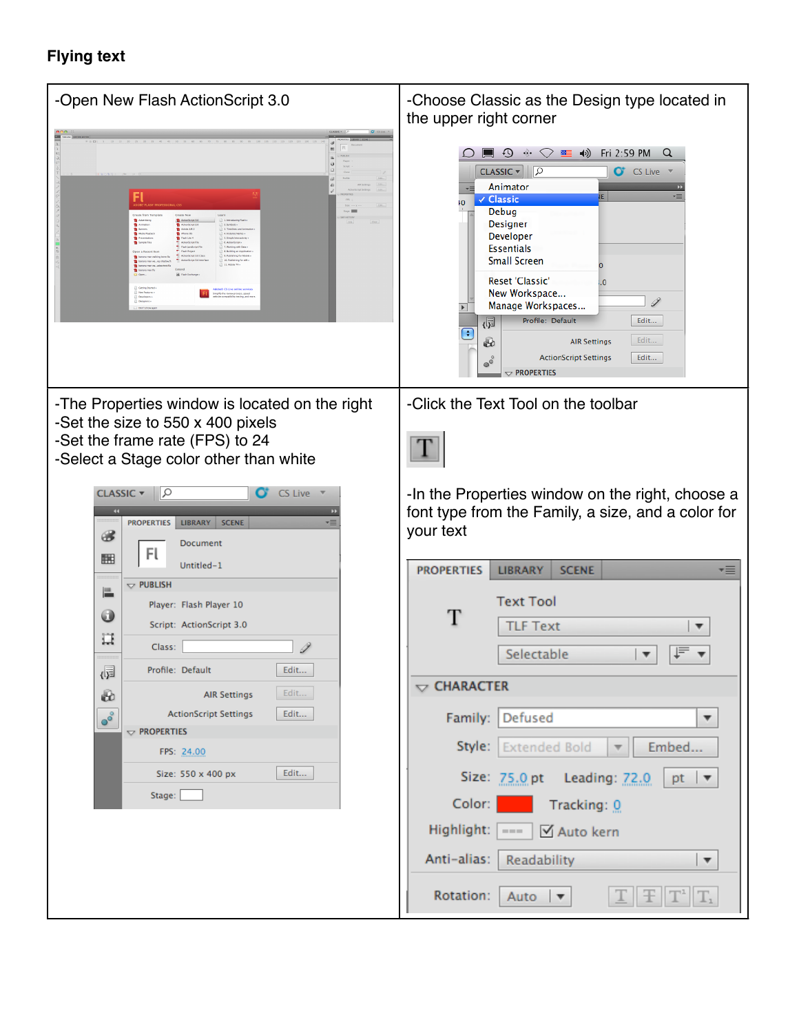**Flying text**

| -Open New Flash ActionScript 3.0 | -Choose Classic as the Design type located in the upper right corner |
| --- | --- |
| -The Properties window is located on the right<br>-Set the size to 550 x 400 pixels<br>-Set the frame rate (FPS) to 24<br>-Select a Stage color other than white | -Click the Text Tool on the toolbar<br><br>-In the Properties window on the right, choose a font type from the Family, a size, and a color for your text |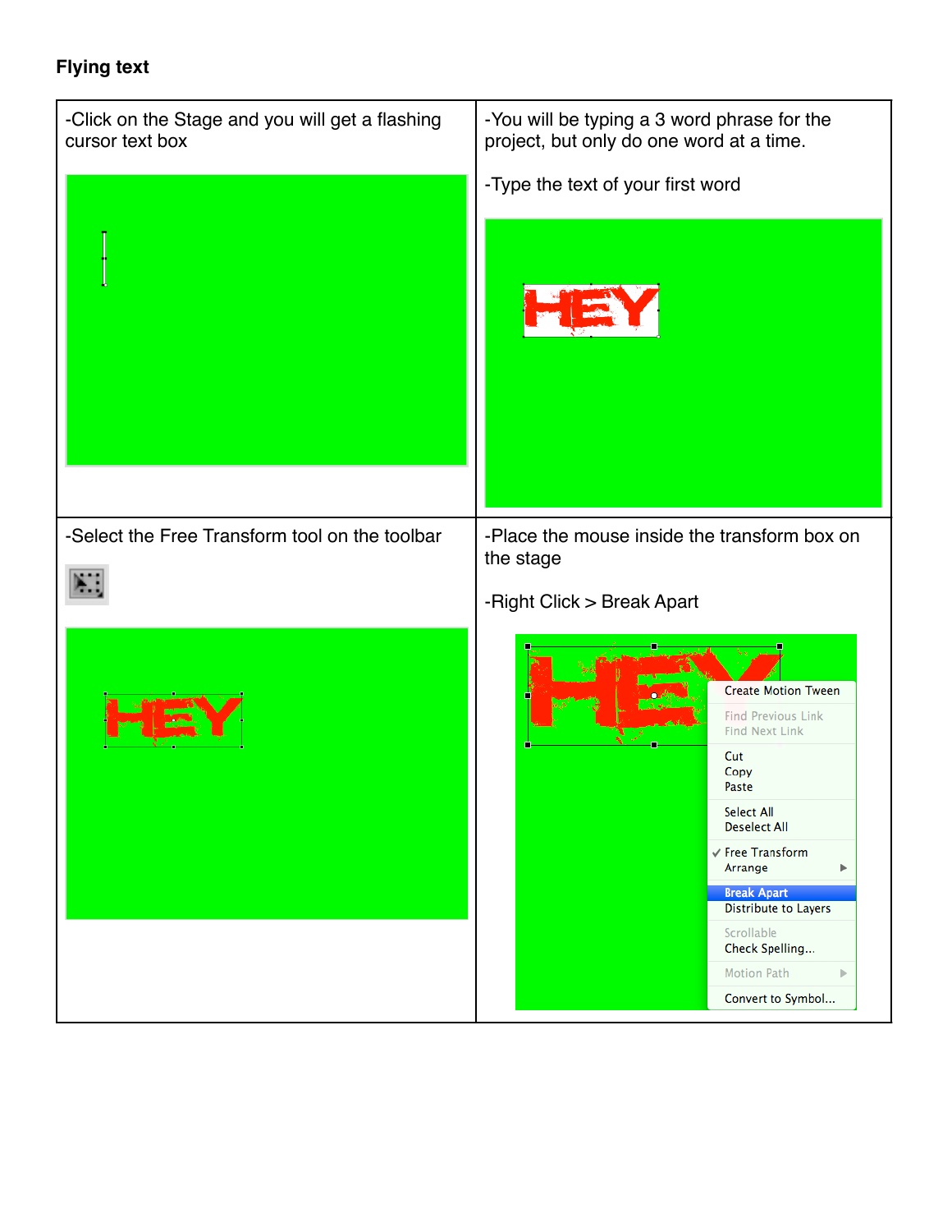**Flying text**

| | |
|---|---|
| -Click on the Stage and you will get a flashing cursor text box | -You will be typing a 3 word phrase for the project, but only do one word at a time.<br><br>-Type the text of your first word |
| -Select the Free Transform tool on the toolbar | -Place the mouse inside the transform box on the stage<br><br>-Right Click > Break Apart |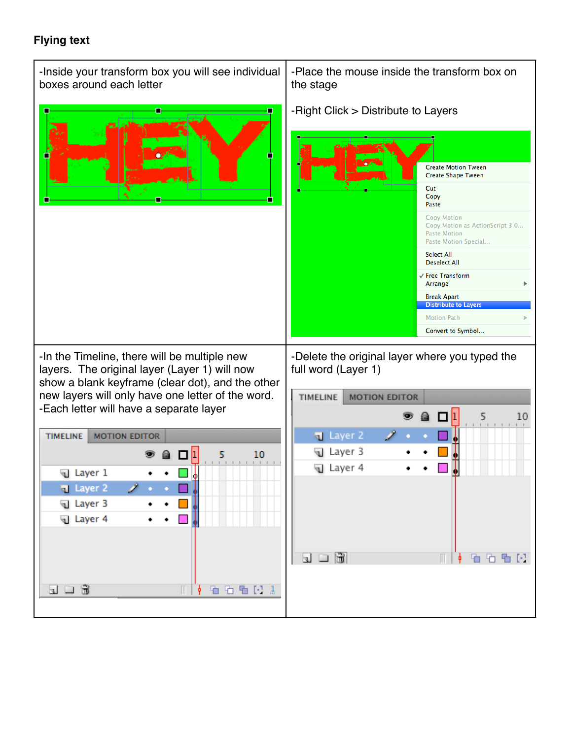**Flying text**

| -Inside your transform box you will see individual boxes around each letter | -Place the mouse inside the transform box on the stage<br><br>-Right Click > Distribute to Layers |
| --- | --- |
| -In the Timeline, there will be multiple new layers. The original layer (Layer 1) will now show a blank keyframe (clear dot), and the other new layers will only have one letter of the word.<br>-Each letter will have a separate layer | -Delete the original layer where you typed the full word (Layer 1) |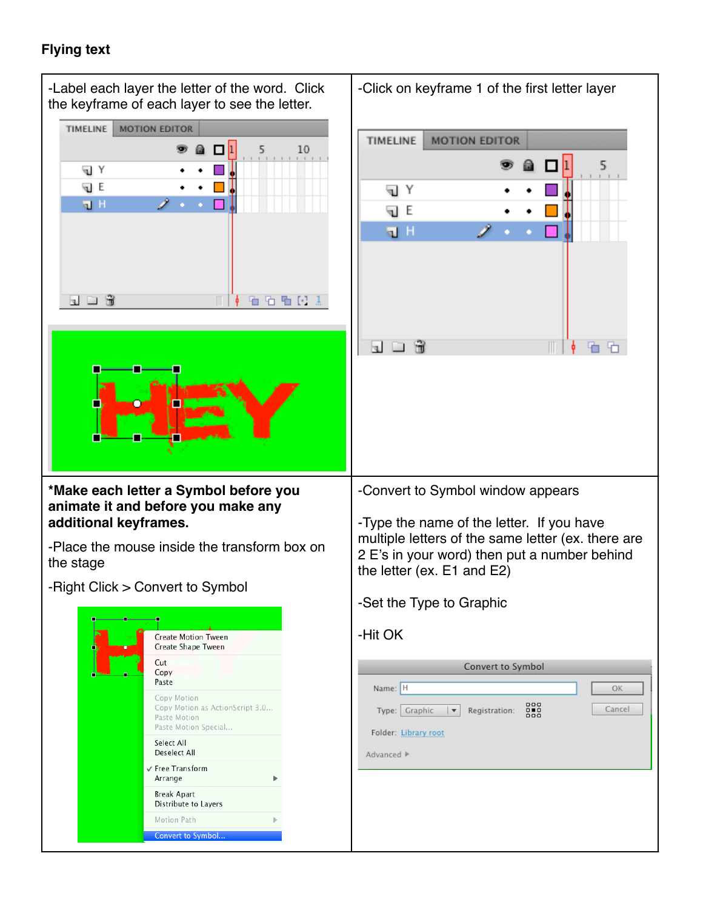**Flying text**

-Label each layer the letter of the word. Click the keyframe of each layer to see the letter.

-Click on keyframe 1 of the first letter layer

**\*Make each letter a Symbol before you animate it and before you make any additional keyframes.**

-Place the mouse inside the transform box on the stage

-Right Click > Convert to Symbol

-Convert to Symbol window appears

-Type the name of the letter. If you have multiple letters of the same letter (ex. there are 2 E's in your word) then put a number behind the letter (ex. E1 and E2)

-Set the Type to Graphic

-Hit OK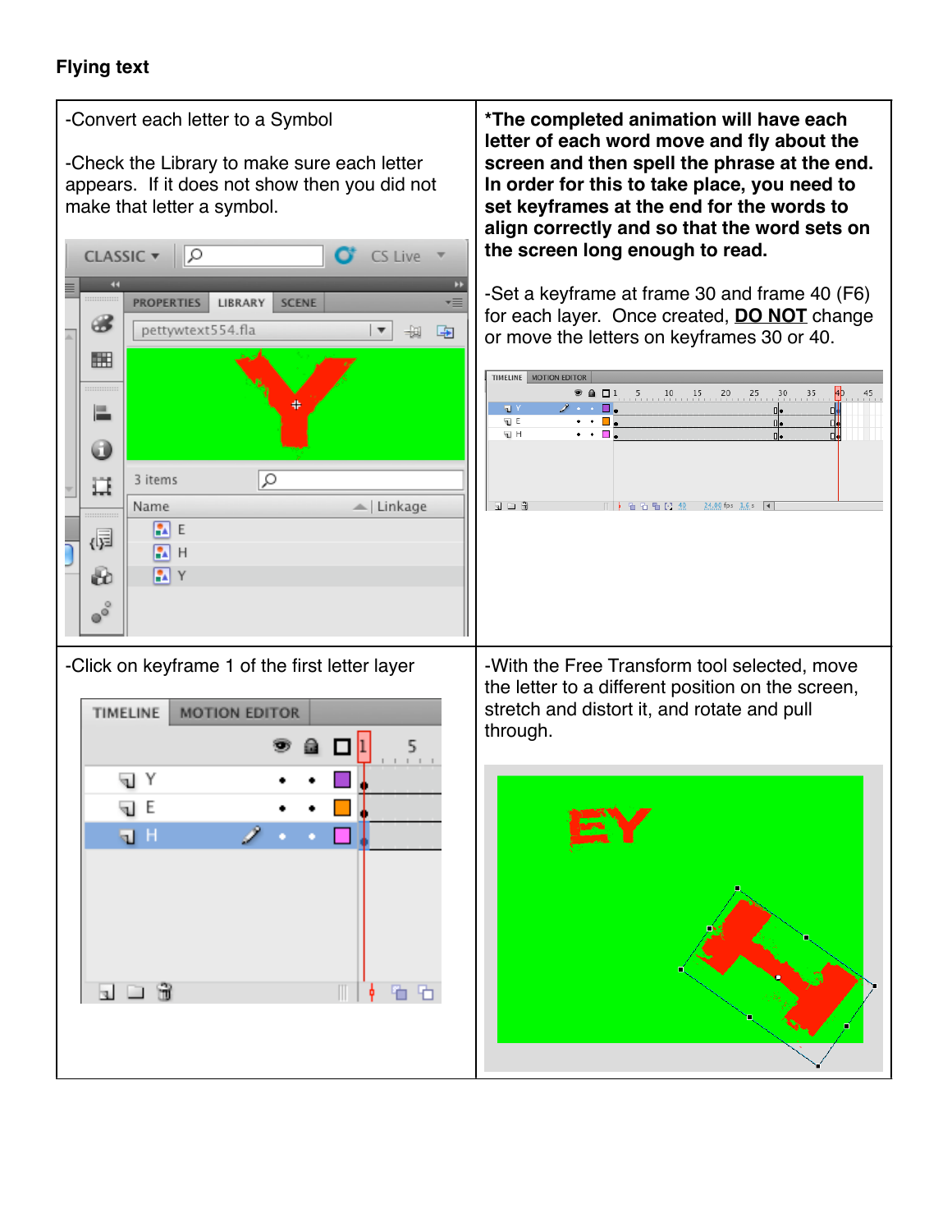**Flying text**

| | |
|---|---|
| -Convert each letter to a Symbol<br><br>-Check the Library to make sure each letter appears. If it does not show then you did not make that letter a symbol. | ***The completed animation will have each letter of each word move and fly about the screen and then spell the phrase at the end. In order for this to take place, you need to set keyframes at the end for the words to align correctly and so that the word sets on the screen long enough to read.**<br><br>-Set a keyframe at frame 30 and frame 40 (F6) for each layer. Once created, **DO NOT** change or move the letters on keyframes 30 or 40. |
| -Click on keyframe 1 of the first letter layer | -With the Free Transform tool selected, move the letter to a different position on the screen, stretch and distort it, and rotate and pull through. |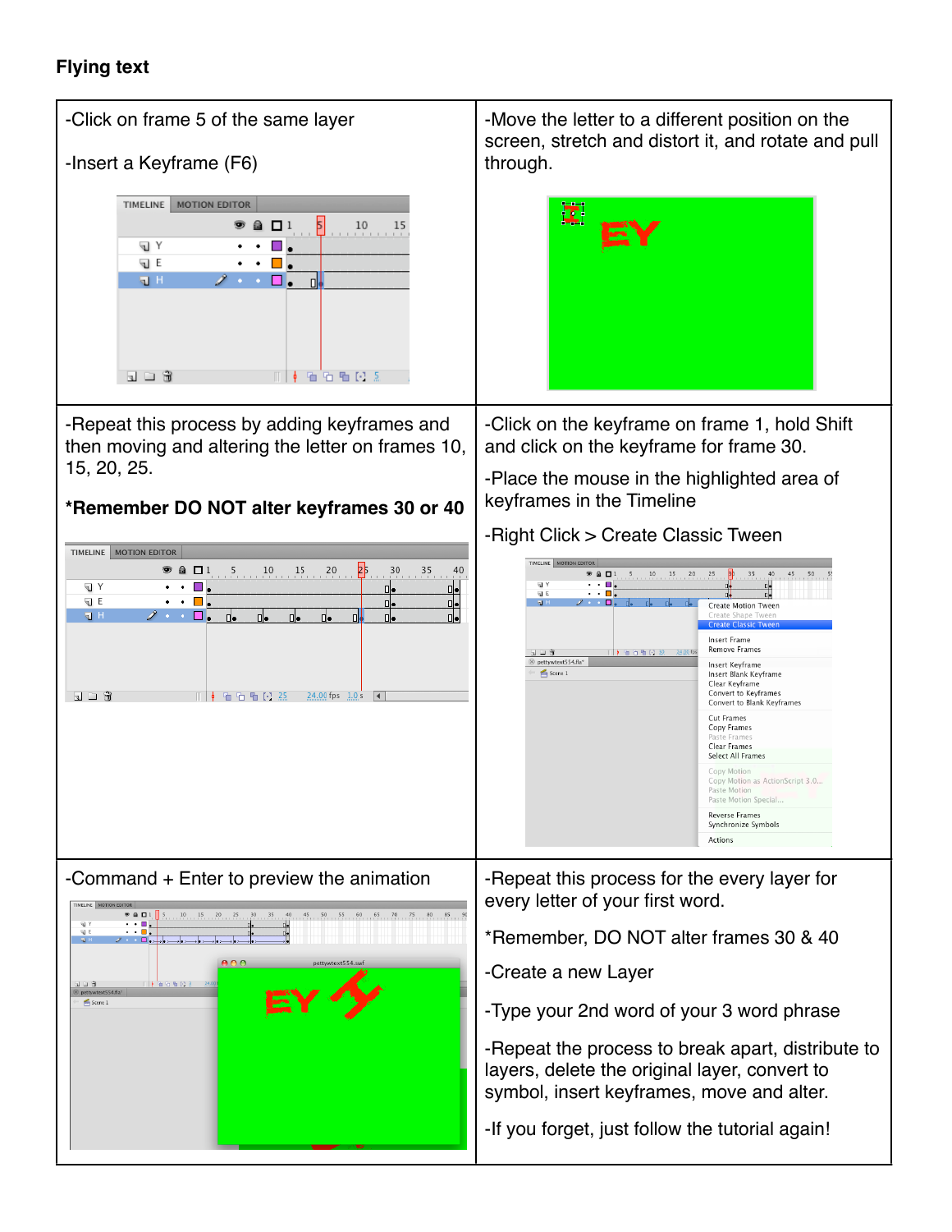**Flying text**

| | |
|---|---|
| -Click on frame 5 of the same layer<br><br>-Insert a Keyframe (F6) | -Move the letter to a different position on the screen, stretch and distort it, and rotate and pull through. |
| -Repeat this process by adding keyframes and then moving and altering the letter on frames 10, 15, 20, 25.<br><br>**\*Remember DO NOT alter keyframes 30 or 40** | -Click on the keyframe on frame 1, hold Shift and click on the keyframe for frame 30.<br><br>-Place the mouse in the highlighted area of keyframes in the Timeline<br><br>-Right Click > Create Classic Tween |
| -Command + Enter to preview the animation | -Repeat this process for the every layer for every letter of your first word.<br><br>\*Remember, DO NOT alter frames 30 & 40<br><br>-Create a new Layer<br><br>-Type your 2nd word of your 3 word phrase<br><br>-Repeat the process to break apart, distribute to layers, delete the original layer, convert to symbol, insert keyframes, move and alter.<br><br>-If you forget, just follow the tutorial again! |